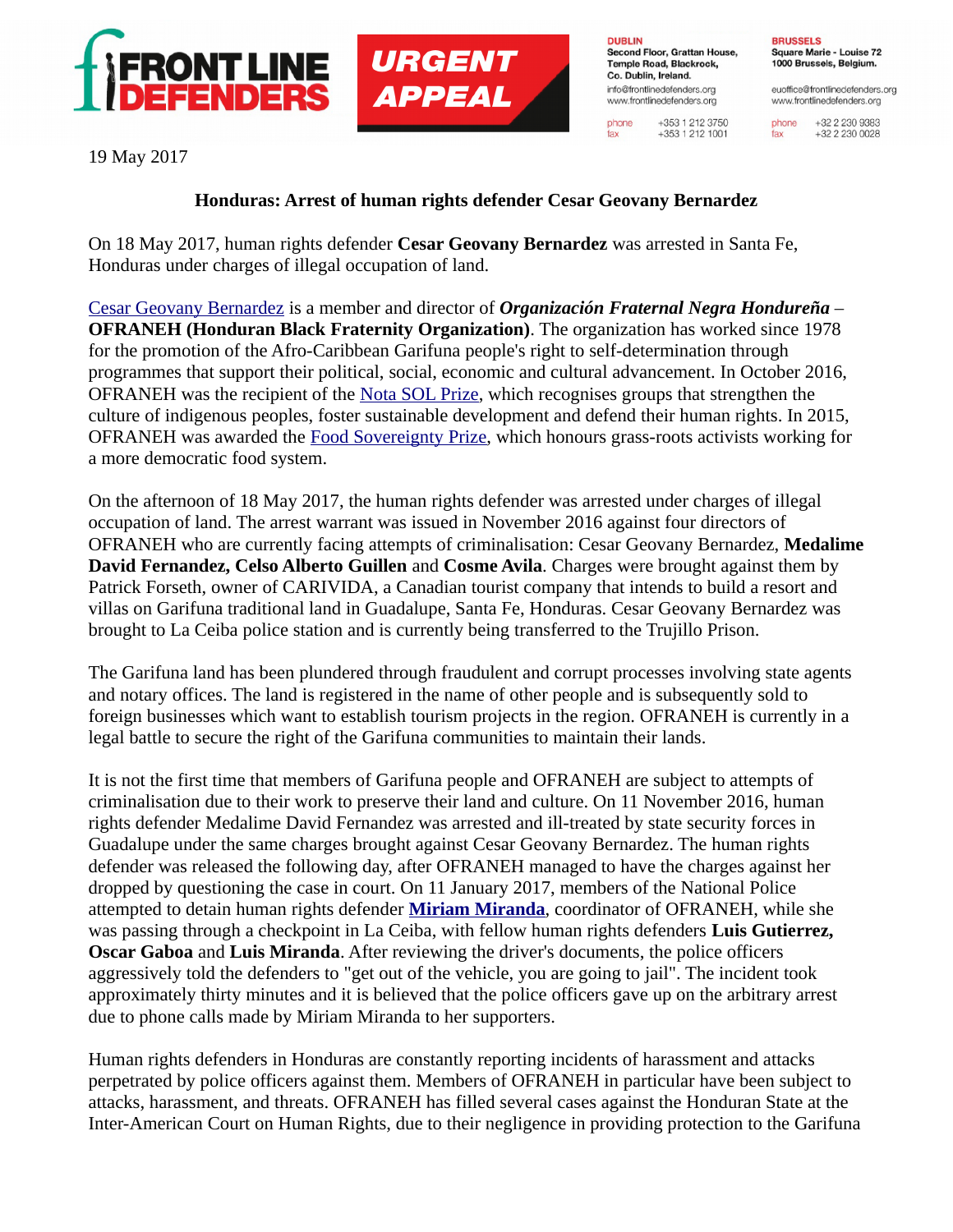FRONT LINE DEFENDERS

URGENT APPEAL

**DUBLIN**
Second Floor, Grattan House, Temple Road, Blackrock, Co. Dublin, Ireland.
info@frontlinedefenders.org
www.frontlinedefenders.org
phone +353 1 212 3750
fax +353 1 212 1001

**BRUSSELS**
Square Marie - Louise 72
1000 Brussels, Belgium.
euoffice@frontlinedefenders.org
www.frontlinedefenders.org
phone +32 2 230 9383
fax +32 2 230 0028

19 May 2017

**Honduras: Arrest of human rights defender Cesar Geovany Bernardez**

On 18 May 2017, human rights defender **Cesar Geovany Bernardez** was arrested in Santa Fe, Honduras under charges of illegal occupation of land.

Cesar Geovany Bernardez is a member and director of ***Organización Fraternal Negra Hondureña*** – **OFRANEH (Honduran Black Fraternity Organization)**. The organization has worked since 1978 for the promotion of the Afro-Caribbean Garifuna people's right to self-determination through programmes that support their political, social, economic and cultural advancement. In October 2016, OFRANEH was the recipient of the Nota SOL Prize, which recognises groups that strengthen the culture of indigenous peoples, foster sustainable development and defend their human rights. In 2015, OFRANEH was awarded the Food Sovereignty Prize, which honours grass-roots activists working for a more democratic food system.

On the afternoon of 18 May 2017, the human rights defender was arrested under charges of illegal occupation of land. The arrest warrant was issued in November 2016 against four directors of OFRANEH who are currently facing attempts of criminalisation: Cesar Geovany Bernardez, **Medalime David Fernandez, Celso Alberto Guillen** and **Cosme Avila**. Charges were brought against them by Patrick Forseth, owner of CARIVIDA, a Canadian tourist company that intends to build a resort and villas on Garifuna traditional land in Guadalupe, Santa Fe, Honduras. Cesar Geovany Bernardez was brought to La Ceiba police station and is currently being transferred to the Trujillo Prison.

The Garifuna land has been plundered through fraudulent and corrupt processes involving state agents and notary offices. The land is registered in the name of other people and is subsequently sold to foreign businesses which want to establish tourism projects in the region. OFRANEH is currently in a legal battle to secure the right of the Garifuna communities to maintain their lands.

It is not the first time that members of Garifuna people and OFRANEH are subject to attempts of criminalisation due to their work to preserve their land and culture. On 11 November 2016, human rights defender Medalime David Fernandez was arrested and ill-treated by state security forces in Guadalupe under the same charges brought against Cesar Geovany Bernardez. The human rights defender was released the following day, after OFRANEH managed to have the charges against her dropped by questioning the case in court. On 11 January 2017, members of the National Police attempted to detain human rights defender **Miriam Miranda**, coordinator of OFRANEH, while she was passing through a checkpoint in La Ceiba, with fellow human rights defenders **Luis Gutierrez, Oscar Gaboa** and **Luis Miranda**. After reviewing the driver's documents, the police officers aggressively told the defenders to "get out of the vehicle, you are going to jail". The incident took approximately thirty minutes and it is believed that the police officers gave up on the arbitrary arrest due to phone calls made by Miriam Miranda to her supporters.

Human rights defenders in Honduras are constantly reporting incidents of harassment and attacks perpetrated by police officers against them. Members of OFRANEH in particular have been subject to attacks, harassment, and threats. OFRANEH has filled several cases against the Honduran State at the Inter-American Court on Human Rights, due to their negligence in providing protection to the Garifuna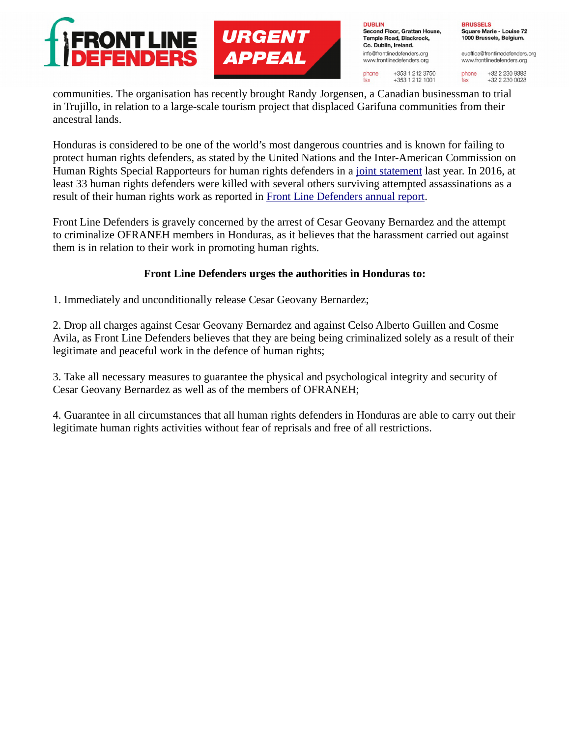communities. The organisation has recently brought Randy Jorgensen, a Canadian businessman to trial in Trujillo, in relation to a large-scale tourism project that displaced Garifuna communities from their ancestral lands.

Honduras is considered to be one of the world's most dangerous countries and is known for failing to protect human rights defenders, as stated by the United Nations and the Inter-American Commission on Human Rights Special Rapporteurs for human rights defenders in a joint statement last year. In 2016, at least 33 human rights defenders were killed with several others surviving attempted assassinations as a result of their human rights work as reported in Front Line Defenders annual report.

Front Line Defenders is gravely concerned by the arrest of Cesar Geovany Bernardez and the attempt to criminalize OFRANEH members in Honduras, as it believes that the harassment carried out against them is in relation to their work in promoting human rights.

**Front Line Defenders urges the authorities in Honduras to:**

1. Immediately and unconditionally release Cesar Geovany Bernardez;

2. Drop all charges against Cesar Geovany Bernardez and against Celso Alberto Guillen and Cosme Avila, as Front Line Defenders believes that they are being being criminalized solely as a result of their legitimate and peaceful work in the defence of human rights;

3. Take all necessary measures to guarantee the physical and psychological integrity and security of Cesar Geovany Bernardez as well as of the members of OFRANEH;

4. Guarantee in all circumstances that all human rights defenders in Honduras are able to carry out their legitimate human rights activities without fear of reprisals and free of all restrictions.